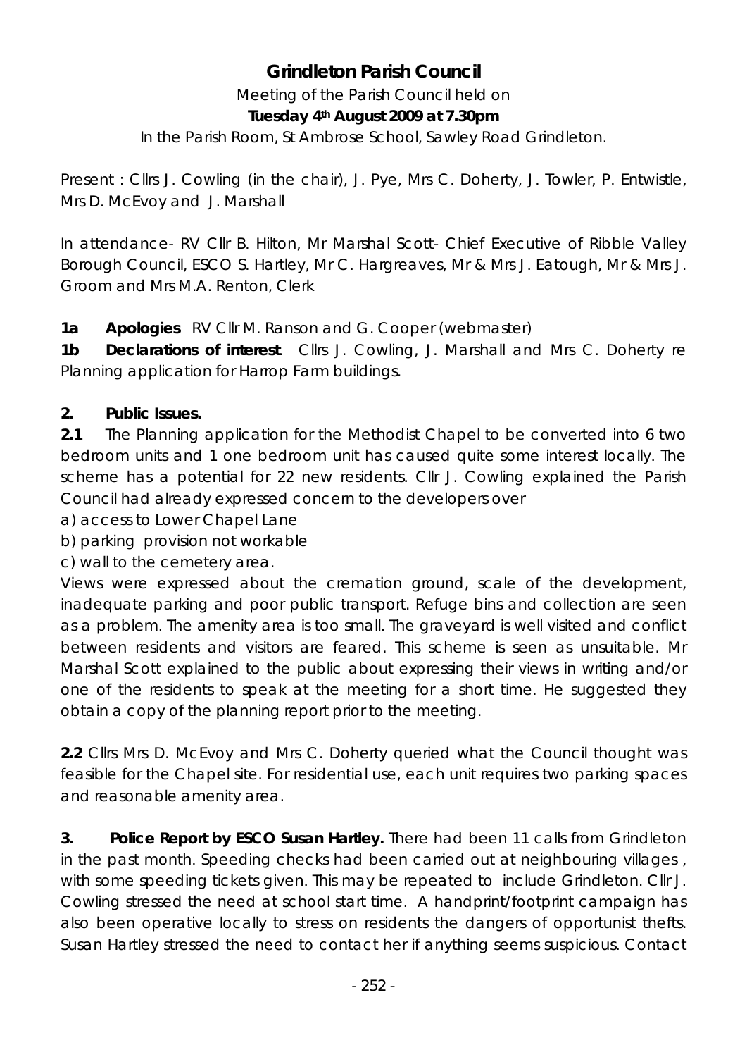# Grindleton Parish Council

Meeting of the Parish Council held on

**Tuesday 4th August 2009 at 7.30pm**

In the Parish Room, St Ambrose School, Sawley Road Grindleton.

Present : Cllrs J. Cowling (in the chair), J. Pye, Mrs C. Doherty, J. Towler, P. Entwistle, Mrs D. McEvoy and J. Marshall

In attendance- RV Cllr B. Hilton, Mr Marshal Scott- Chief Executive of Ribble Valley Borough Council, ESCO S. Hartley, Mr C. Hargreaves, Mr & Mrs J. Eatough, Mr & Mrs J. Groom and Mrs M.A. Renton, Clerk

**1a Apologies** RV Cllr M. Ranson and G. Cooper (webmaster)

**1b Declarations of interest**. Cllrs J. Cowling, J. Marshall and Mrs C. Doherty re Planning application for Harrop Farm buildings.

**2. Public Issues.**

**2.1** The Planning application for the Methodist Chapel to be converted into 6 two bedroom units and 1 one bedroom unit has caused quite some interest locally. The scheme has a potential for 22 new residents. Cllr J. Cowling explained the Parish Council had already expressed concern to the developers over

a) access to Lower Chapel Lane

b) parking provision not workable

c) wall to the cemetery area.

Views were expressed about the cremation ground, scale of the development, inadequate parking and poor public transport. Refuge bins and collection are seen as a problem. The amenity area is too small. The graveyard is well visited and conflict between residents and visitors are feared. This scheme is seen as unsuitable. Mr Marshal Scott explained to the public about expressing their views in writing and/or one of the residents to speak at the meeting for a short time. He suggested they obtain a copy of the planning report prior to the meeting.

**2.2** Cllrs Mrs D. McEvoy and Mrs C. Doherty queried what the Council thought was feasible for the Chapel site. For residential use, each unit requires two parking spaces and reasonable amenity area.

**3. Police Report by ESCO Susan Hartley.** There had been 11 calls from Grindleton in the past month. Speeding checks had been carried out at neighbouring villages , with some speeding tickets given. This may be repeated to include Grindleton. Cllr J. Cowling stressed the need at school start time. A handprint/footprint campaign has also been operative locally to stress on residents the dangers of opportunist thefts. Susan Hartley stressed the need to contact her if anything seems suspicious. Contact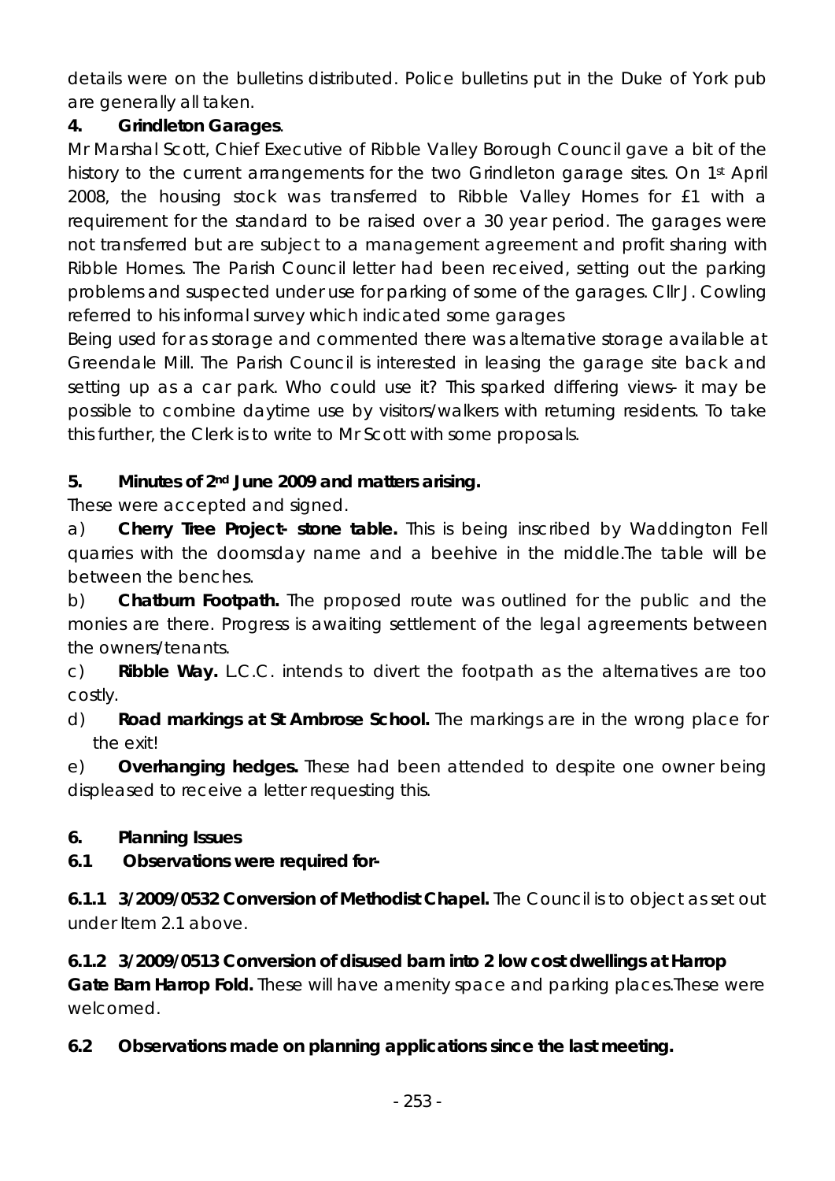details were on the bulletins distributed. Police bulletins put in the Duke of York pub are generally all taken.

**4. Grindleton Garages**.

Mr Marshal Scott, Chief Executive of Ribble Valley Borough Council gave a bit of the history to the current arrangements for the two Grindleton garage sites. On 1st April 2008, the housing stock was transferred to Ribble Valley Homes for £1 with a requirement for the standard to be raised over a 30 year period. The garages were not transferred but are subject to a management agreement and profit sharing with Ribble Homes. The Parish Council letter had been received, setting out the parking problems and suspected under use for parking of some of the garages. Cllr J. Cowling referred to his informal survey which indicated some garages

Being used for as storage and commented there was alternative storage available at Greendale Mill. The Parish Council is interested in leasing the garage site back and setting up as a car park. Who could use it? This sparked differing views- it may be possible to combine daytime use by visitors/walkers with returning residents. To take this further, the Clerk is to write to Mr Scott with some proposals.

**5. Minutes of 2nd June 2009 and matters arising.**

These were accepted and signed.

a) **Cherry Tree Project- stone table.** This is being inscribed by Waddington Fell quarries with the doomsday name and a beehive in the middle.The table will be between the benches.

b) **Chatburn Footpath.** The proposed route was outlined for the public and the monies are there. Progress is awaiting settlement of the legal agreements between the owners/tenants.

c) **Ribble Way.** L.C.C. intends to divert the footpath as the alternatives are too costly.

d) **Road markings at St Ambrose School.** The markings are in the wrong place for the exit!

e) **Overhanging hedges.** These had been attended to despite one owner being displeased to receive a letter requesting this.

**6. Planning Issues**

**6.1 Observations were required for-**

**6.1.1 3/2009/0532 Conversion of Methodist Chapel.** The Council is to object as set out under Item 2.1 above.

**6.1.2 3/2009/0513 Conversion of disused barn into 2 low cost dwellings at Harrop Gate Barn Harrop Fold.** These will have amenity space and parking places.These were welcomed.

**6.2 Observations made on planning applications since the last meeting.**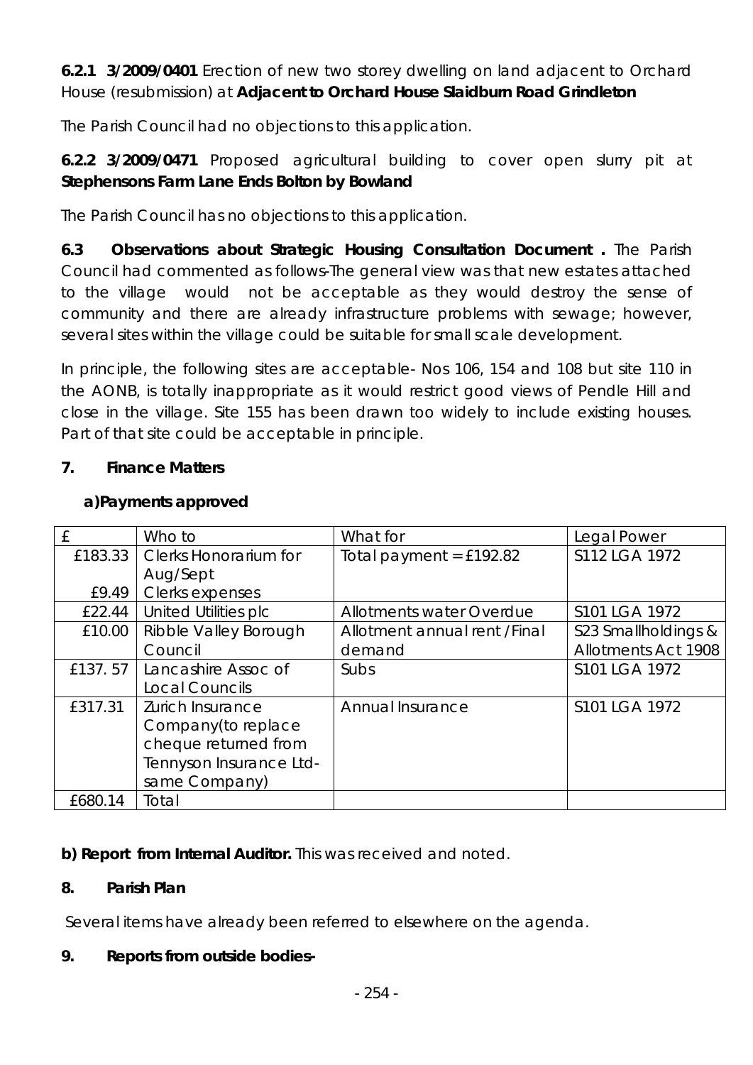**6.2.1 3/2009/0401** Erection of new two storey dwelling on land adjacent to Orchard House (resubmission) at **Adjacent to Orchard House Slaidburn Road Grindleton**

The Parish Council had no objections to this application.

**6.2.2 3/2009/0471** Proposed agricultural building to cover open slurry pit at **Stephensons Farm Lane Ends Bolton by Bowland**

The Parish Council has no objections to this application.

**6.3 Observations about Strategic Housing Consultation Document .** The Parish Council had commented as follows-The general view was that new estates attached to the village would not be acceptable as they would destroy the sense of community and there are already infrastructure problems with sewage; however, several sites within the village could be suitable for small scale development.

In principle, the following sites are acceptable- Nos 106, 154 and 108 but site 110 in the AONB, is totally inappropriate as it would restrict good views of Pendle Hill and close in the village. Site 155 has been drawn too widely to include existing houses. Part of that site could be acceptable in principle.

## 7. Finance Matters

**a)Payments approved**

| £ | Who to | What for | Legal Power |
|---|---|---|---|
| £183.33 | Clerks Honorarium for Aug/Sept | Total payment = £192.82 | S112 LGA 1972 |
| £9.49 | Clerks expenses | | |
| £22.44 | United Utilities plc | Allotments water Overdue | S101 LGA 1972 |
| £10.00 | Ribble Valley Borough Council | Allotment annual rent /Final demand | S23 Smallholdings & Allotments Act 1908 |
| £137. 57 | Lancashire Assoc of Local Councils | Subs | S101 LGA 1972 |
| £317.31 | Zurich Insurance Company(to replace cheque returned from Tennyson Insurance Ltd-same Company) | Annual Insurance | S101 LGA 1972 |
| £680.14 | Total | | |

**b) Report from Internal Auditor.** This was received and noted.

## 8. Parish Plan

Several items have already been referred to elsewhere on the agenda.

## 9. Reports from outside bodies-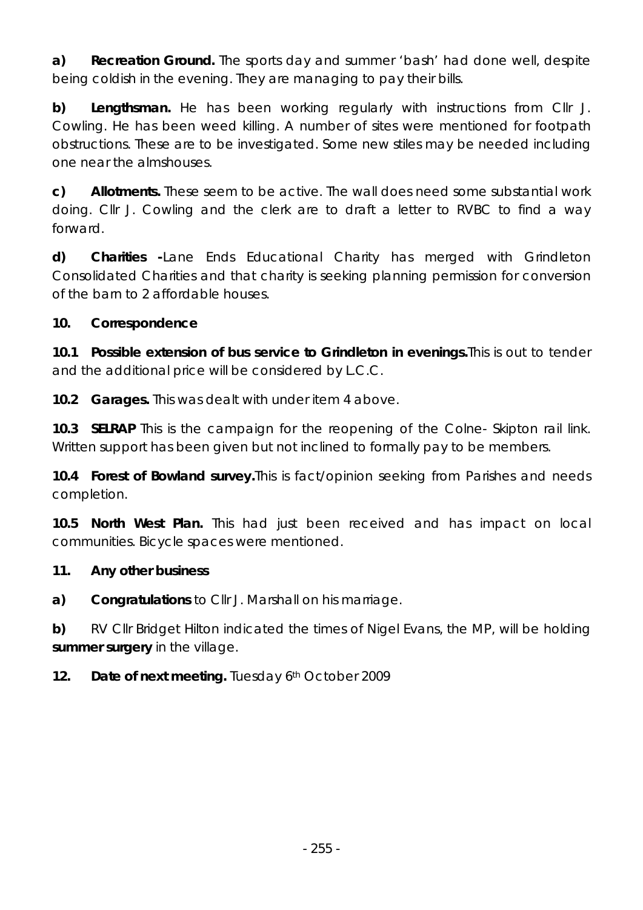**a) Recreation Ground.** The sports day and summer 'bash' had done well, despite being coldish in the evening. They are managing to pay their bills.

**b) Lengthsman.** He has been working regularly with instructions from Cllr J. Cowling. He has been weed killing. A number of sites were mentioned for footpath obstructions. These are to be investigated. Some new stiles may be needed including one near the almshouses.

**c) Allotments.** These seem to be active. The wall does need some substantial work doing. Cllr J. Cowling and the clerk are to draft a letter to RVBC to find a way forward.

**d) Charities -**Lane Ends Educational Charity has merged with Grindleton Consolidated Charities and that charity is seeking planning permission for conversion of the barn to 2 affordable houses.

**10. Correspondence**

**10.1 Possible extension of bus service to Grindleton in evenings.**This is out to tender and the additional price will be considered by L.C.C.

**10.2 Garages.** This was dealt with under item 4 above.

**10.3 SELRAP** This is the campaign for the reopening of the Colne- Skipton rail link. Written support has been given but not inclined to formally pay to be members.

**10.4 Forest of Bowland survey.**This is fact/opinion seeking from Parishes and needs completion.

**10.5 North West Plan.** This had just been received and has impact on local communities. Bicycle spaces were mentioned.

**11. Any other business**

**a) Congratulations** to Cllr J. Marshall on his marriage.

**b)** RV Cllr Bridget Hilton indicated the times of Nigel Evans, the MP, will be holding **summer surgery** in the village.

**12. Date of next meeting.** Tuesday 6th October 2009